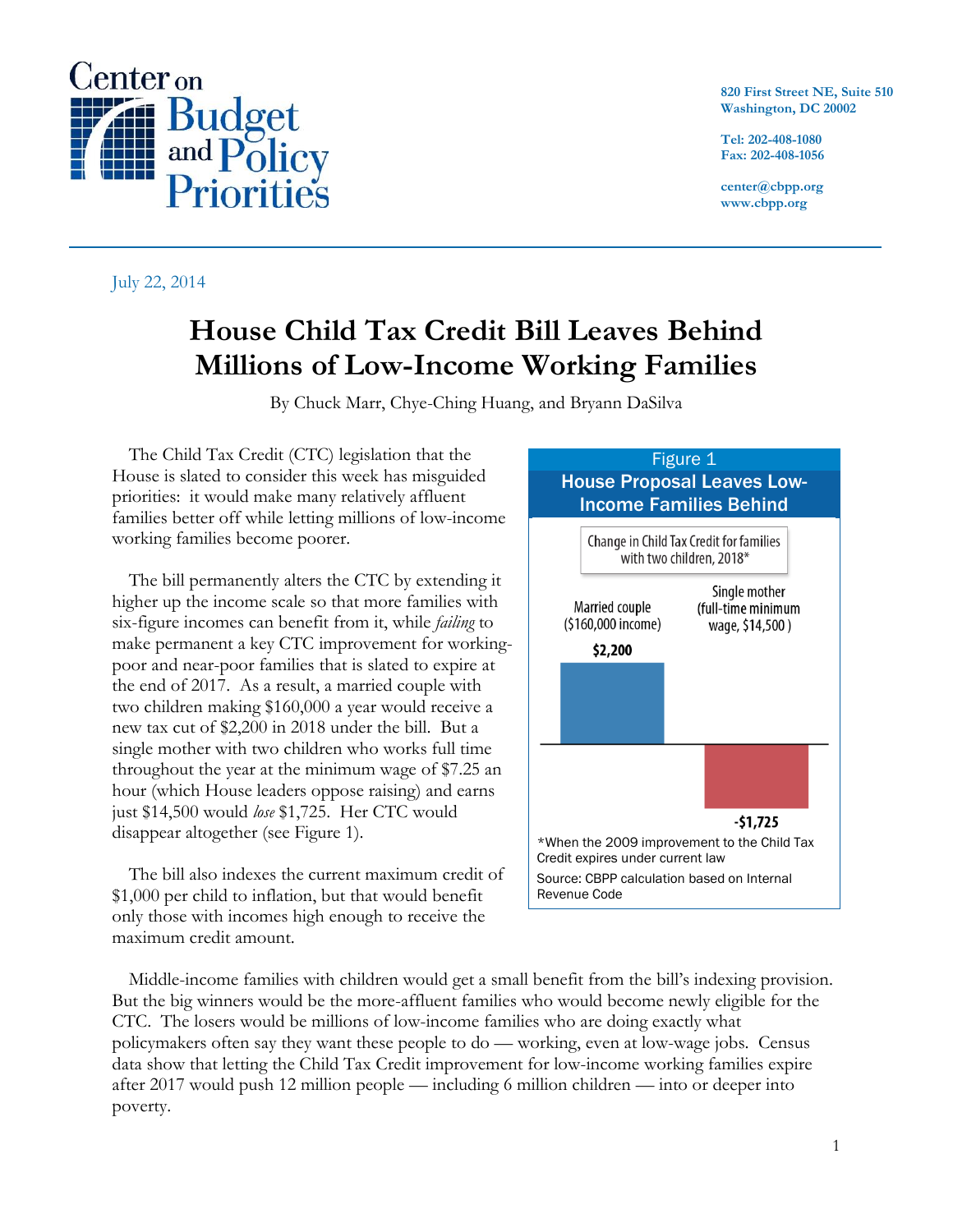Center on Budget and Policy Priorities

820 First Street NE, Suite 510
Washington, DC 20002

Tel: 202-408-1080
Fax: 202-408-1056

center@cbpp.org
www.cbpp.org

July 22, 2014

# House Child Tax Credit Bill Leaves Behind Millions of Low-Income Working Families

By Chuck Marr, Chye-Ching Huang, and Bryann DaSilva

The Child Tax Credit (CTC) legislation that the House is slated to consider this week has misguided priorities: it would make many relatively affluent families better off while letting millions of low-income working families become poorer.

The bill permanently alters the CTC by extending it higher up the income scale so that more families with six-figure incomes can benefit from it, while *failing* to make permanent a key CTC improvement for working-poor and near-poor families that is slated to expire at the end of 2017. As a result, a married couple with two children making $160,000 a year would receive a new tax cut of $2,200 in 2018 under the bill. But a single mother with two children who works full time throughout the year at the minimum wage of $7.25 an hour (which House leaders oppose raising) and earns just $14,500 would *lose* $1,725. Her CTC would disappear altogether (see Figure 1).

The bill also indexes the current maximum credit of $1,000 per child to inflation, but that would benefit only those with incomes high enough to receive the maximum credit amount.

**Figure 1**

**House Proposal Leaves Low-Income Families Behind**

Change in Child Tax Credit for families with two children, 2018*

| | Married couple ($160,000 income) | Single mother (full-time minimum wage, $14,500 ) |
|---|---|---|
| Change | $2,200 | -$1,725 |

*When the 2009 improvement to the Child Tax Credit expires under current law

Source: CBPP calculation based on Internal Revenue Code

Middle-income families with children would get a small benefit from the bill's indexing provision. But the big winners would be the more-affluent families who would become newly eligible for the CTC. The losers would be millions of low-income families who are doing exactly what policymakers often say they want these people to do — working, even at low-wage jobs. Census data show that letting the Child Tax Credit improvement for low-income working families expire after 2017 would push 12 million people — including 6 million children — into or deeper into poverty.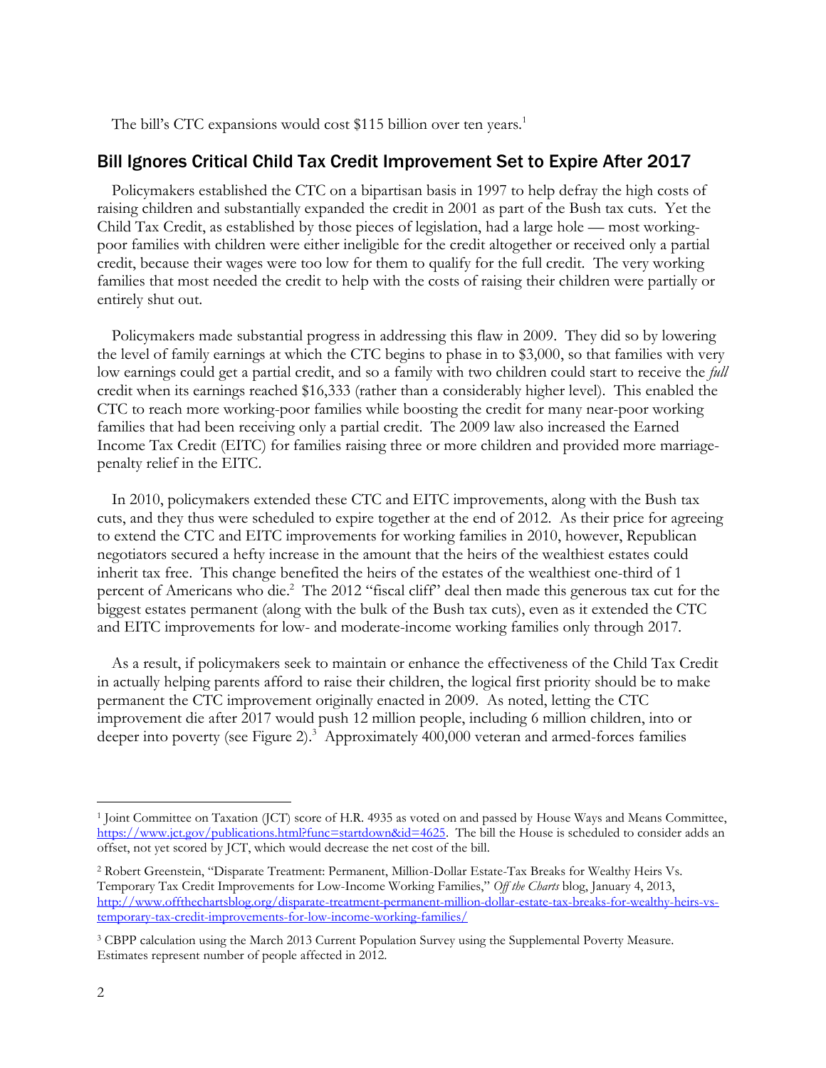The bill's CTC expansions would cost $115 billion over ten years.[1]

## Bill Ignores Critical Child Tax Credit Improvement Set to Expire After 2017

Policymakers established the CTC on a bipartisan basis in 1997 to help defray the high costs of raising children and substantially expanded the credit in 2001 as part of the Bush tax cuts. Yet the Child Tax Credit, as established by those pieces of legislation, had a large hole — most working-poor families with children were either ineligible for the credit altogether or received only a partial credit, because their wages were too low for them to qualify for the full credit. The very working families that most needed the credit to help with the costs of raising their children were partially or entirely shut out.

Policymakers made substantial progress in addressing this flaw in 2009. They did so by lowering the level of family earnings at which the CTC begins to phase in to $3,000, so that families with very low earnings could get a partial credit, and so a family with two children could start to receive the *full* credit when its earnings reached $16,333 (rather than a considerably higher level). This enabled the CTC to reach more working-poor families while boosting the credit for many near-poor working families that had been receiving only a partial credit. The 2009 law also increased the Earned Income Tax Credit (EITC) for families raising three or more children and provided more marriage-penalty relief in the EITC.

In 2010, policymakers extended these CTC and EITC improvements, along with the Bush tax cuts, and they thus were scheduled to expire together at the end of 2012. As their price for agreeing to extend the CTC and EITC improvements for working families in 2010, however, Republican negotiators secured a hefty increase in the amount that the heirs of the wealthiest estates could inherit tax free. This change benefited the heirs of the estates of the wealthiest one-third of 1 percent of Americans who die.[2] The 2012 "fiscal cliff" deal then made this generous tax cut for the biggest estates permanent (along with the bulk of the Bush tax cuts), even as it extended the CTC and EITC improvements for low- and moderate-income working families only through 2017.

As a result, if policymakers seek to maintain or enhance the effectiveness of the Child Tax Credit in actually helping parents afford to raise their children, the logical first priority should be to make permanent the CTC improvement originally enacted in 2009. As noted, letting the CTC improvement die after 2017 would push 12 million people, including 6 million children, into or deeper into poverty (see Figure 2).[3] Approximately 400,000 veteran and armed-forces families

---

[1] Joint Committee on Taxation (JCT) score of H.R. 4935 as voted on and passed by House Ways and Means Committee, https://www.jct.gov/publications.html?func=startdown&id=4625. The bill the House is scheduled to consider adds an offset, not yet scored by JCT, which would decrease the net cost of the bill.

[2] Robert Greenstein, "Disparate Treatment: Permanent, Million-Dollar Estate-Tax Breaks for Wealthy Heirs Vs. Temporary Tax Credit Improvements for Low-Income Working Families," *Off the Charts* blog, January 4, 2013, http://www.offthechartsblog.org/disparate-treatment-permanent-million-dollar-estate-tax-breaks-for-wealthy-heirs-vs-temporary-tax-credit-improvements-for-low-income-working-families/

[3] CBPP calculation using the March 2013 Current Population Survey using the Supplemental Poverty Measure. Estimates represent number of people affected in 2012.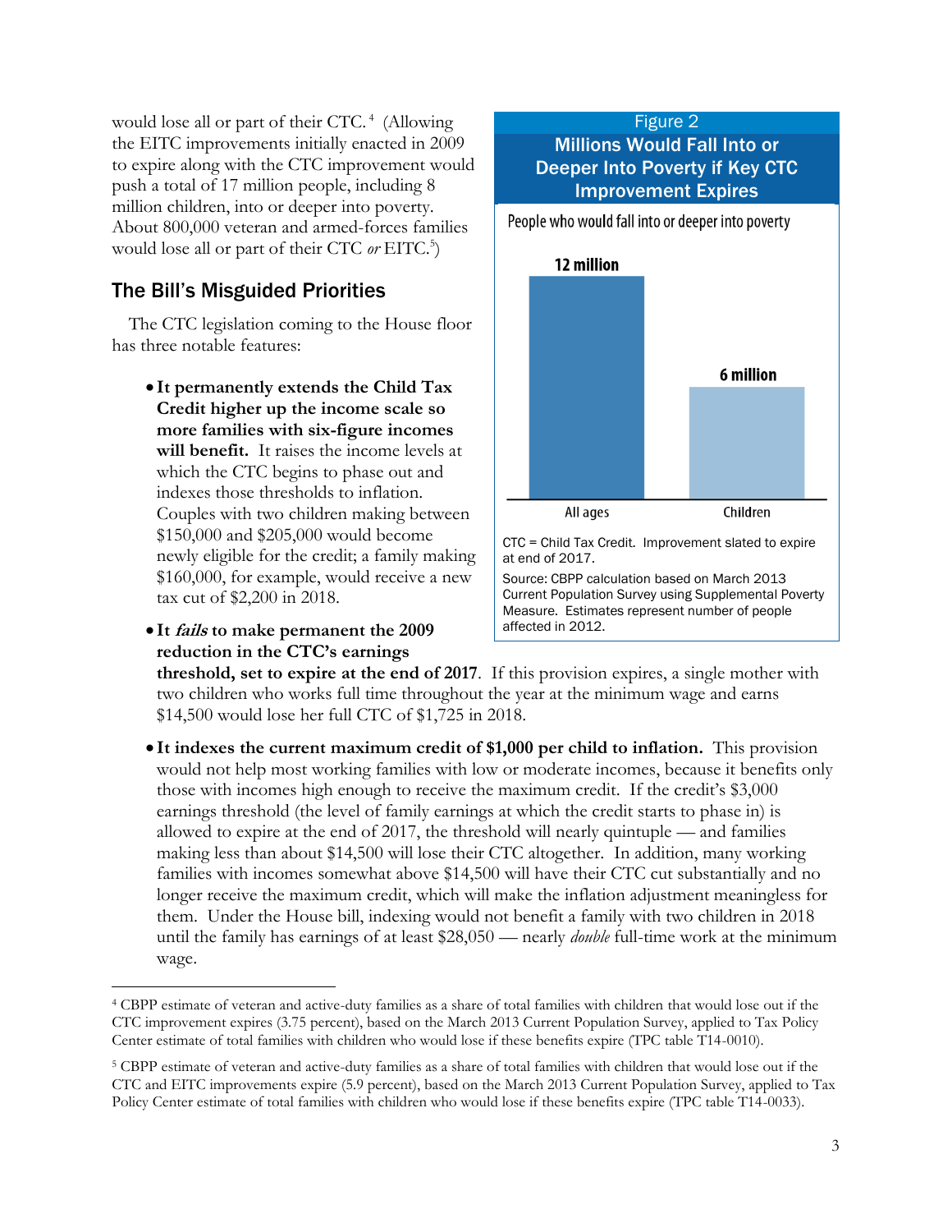would lose all or part of their CTC.[4] (Allowing the EITC improvements initially enacted in 2009 to expire along with the CTC improvement would push a total of 17 million people, including 8 million children, into or deeper into poverty. About 800,000 veteran and armed-forces families would lose all or part of their CTC *or* EITC.[5])

Figure 2
**Millions Would Fall Into or Deeper Into Poverty if Key CTC Improvement Expires**

People who would fall into or deeper into poverty

| | People |
|---|---|
| All ages | 12 million |
| Children | 6 million |

CTC = Child Tax Credit. Improvement slated to expire at end of 2017.

Source: CBPP calculation based on March 2013 Current Population Survey using Supplemental Poverty Measure. Estimates represent number of people affected in 2012.

## The Bill's Misguided Priorities

The CTC legislation coming to the House floor has three notable features:

- **It permanently extends the Child Tax Credit higher up the income scale so more families with six-figure incomes will benefit.** It raises the income levels at which the CTC begins to phase out and indexes those thresholds to inflation. Couples with two children making between $150,000 and $205,000 would become newly eligible for the credit; a family making $160,000, for example, would receive a new tax cut of $2,200 in 2018.
- **It *fails* to make permanent the 2009 reduction in the CTC's earnings threshold, set to expire at the end of 2017**. If this provision expires, a single mother with two children who works full time throughout the year at the minimum wage and earns $14,500 would lose her full CTC of $1,725 in 2018.
- **It indexes the current maximum credit of $1,000 per child to inflation.** This provision would not help most working families with low or moderate incomes, because it benefits only those with incomes high enough to receive the maximum credit. If the credit's $3,000 earnings threshold (the level of family earnings at which the credit starts to phase in) is allowed to expire at the end of 2017, the threshold will nearly quintuple — and families making less than about $14,500 will lose their CTC altogether. In addition, many working families with incomes somewhat above $14,500 will have their CTC cut substantially and no longer receive the maximum credit, which will make the inflation adjustment meaningless for them. Under the House bill, indexing would not benefit a family with two children in 2018 until the family has earnings of at least $28,050 — nearly *double* full-time work at the minimum wage.

---

[4] CBPP estimate of veteran and active-duty families as a share of total families with children that would lose out if the CTC improvement expires (3.75 percent), based on the March 2013 Current Population Survey, applied to Tax Policy Center estimate of total families with children who would lose if these benefits expire (TPC table T14-0010).

[5] CBPP estimate of veteran and active-duty families as a share of total families with children that would lose out if the CTC and EITC improvements expire (5.9 percent), based on the March 2013 Current Population Survey, applied to Tax Policy Center estimate of total families with children who would lose if these benefits expire (TPC table T14-0033).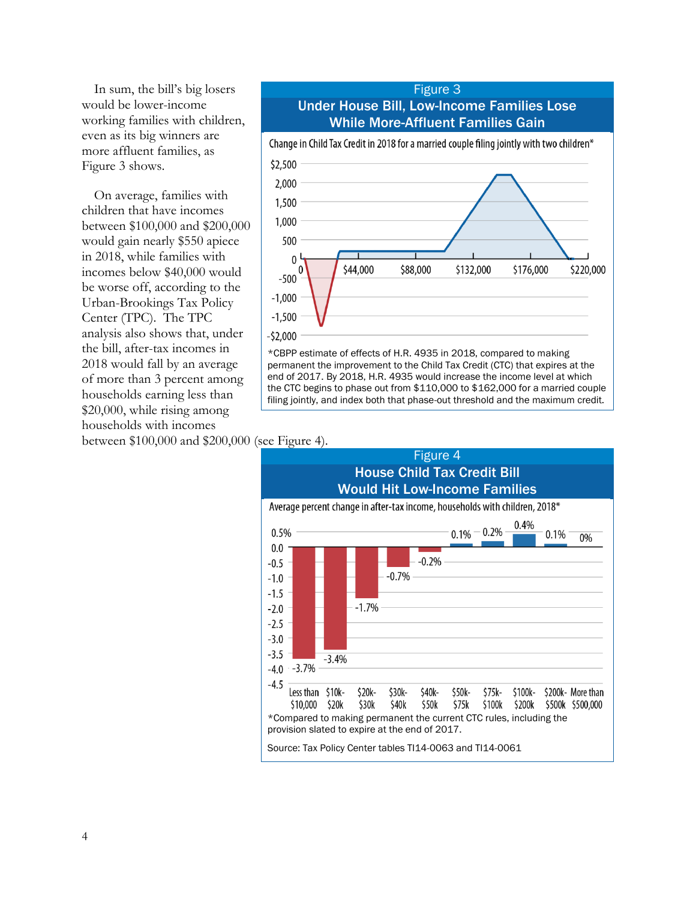In sum, the bill's big losers would be lower-income working families with children, even as its big winners are more affluent families, as Figure 3 shows.

On average, families with children that have incomes between $100,000 and $200,000 would gain nearly $550 apiece in 2018, while families with incomes below $40,000 would be worse off, according to the Urban-Brookings Tax Policy Center (TPC). The TPC analysis also shows that, under the bill, after-tax incomes in 2018 would fall by an average of more than 3 percent among households earning less than $20,000, while rising among households with incomes between $100,000 and $200,000 (see Figure 4).

**Figure 3**

**Under House Bill, Low-Income Families Lose While More-Affluent Families Gain**

Change in Child Tax Credit in 2018 for a married couple filing jointly with two children*

$2,500
2,000
1,500
1,000
500
0
-500
-1,000
-1,500
-$2,000

0
$44,000
$88,000
$132,000
$176,000
$220,000

*CBPP estimate of effects of H.R. 4935 in 2018, compared to making permanent the improvement to the Child Tax Credit (CTC) that expires at the end of 2017. By 2018, H.R. 4935 would increase the income level at which the CTC begins to phase out from $110,000 to $162,000 for a married couple filing jointly, and index both that phase-out threshold and the maximum credit.

**Figure 4**

**House Child Tax Credit Bill Would Hit Low-Income Families**

Average percent change in after-tax income, households with children, 2018*

0.5%
0.0
-0.5
-1.0
-1.5
-2.0
-2.5
-3.0
-3.5
-4.0
-4.5

-3.7%
-3.4%
-1.7%
-0.7%
-0.2%
0.1%
0.2%
0.4%
0.1%
0%

Less than $10,000
$10k-$20k
$20k-$30k
$30k-$40k
$40k-$50k
$50k-$75k
$75k-$100k
$100k-$200k
$200k-$500k
More than $500,000

*Compared to making permanent the current CTC rules, including the provision slated to expire at the end of 2017.

Source: Tax Policy Center tables TI14-0063 and TI14-0061